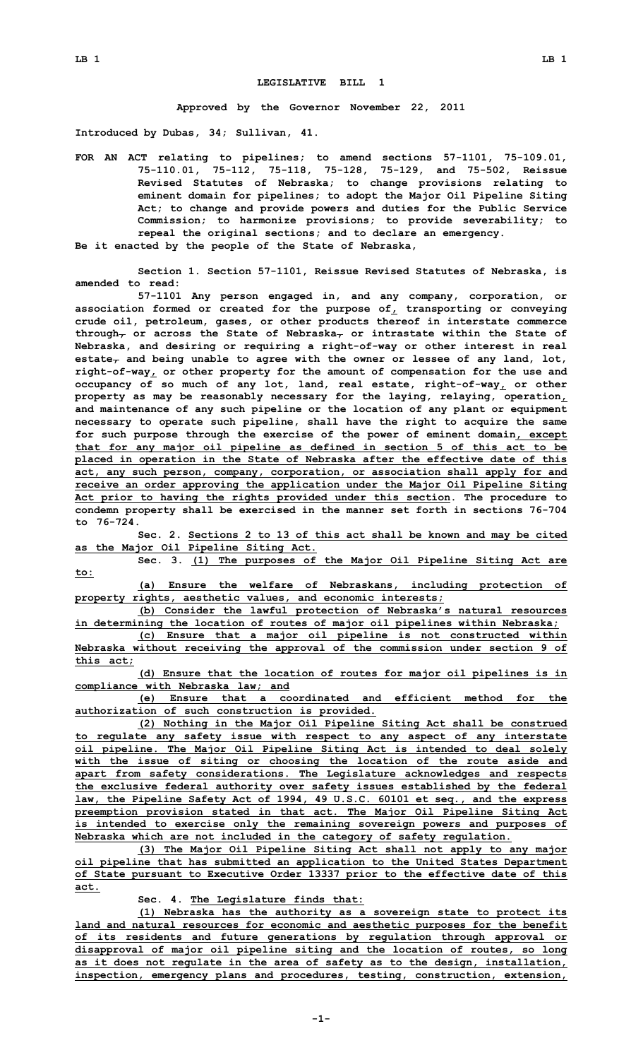# LEGISLATIVE BILL 1

**Approved by the Governor November 22, 2011**

**Introduced by Dubas, 34; Sullivan, 41.**

**FOR AN ACT relating to pipelines; to amend sections 57-1101, 75-109.01, 75-110.01, 75-112, 75-118, 75-128, 75-129, and 75-502, Reissue Revised Statutes of Nebraska; to change provisions relating to eminent domain for pipelines; to adopt the Major Oil Pipeline Siting Act; to change and provide powers and duties for the Public Service Commission; to harmonize provisions; to provide severability; to repeal the original sections; and to declare an emergency.**

**Be it enacted by the people of the State of Nebraska,**

**Section 1. Section 57-1101, Reissue Revised Statutes of Nebraska, is amended to read:**

**57-1101 Any person engaged in, and any company, corporation, or association formed or created for the purpose of, transporting or conveying crude oil, petroleum, gases, or other products thereof in interstate commerce through, or across the State of Nebraska, or intrastate within the State of Nebraska, and desiring or requiring a right-of-way or other interest in real estate, and being unable to agree with the owner or lessee of any land, lot, right-of-way, or other property for the amount of compensation for the use and occupancy of so much of any lot, land, real estate, right-of-way, or other property as may be reasonably necessary for the laying, relaying, operation, and maintenance of any such pipeline or the location of any plant or equipment necessary to operate such pipeline, shall have the right to acquire the same for such purpose through the exercise of the power of eminent domain, except that for any major oil pipeline as defined in section 5 of this act to be placed in operation in the State of Nebraska after the effective date of this act, any such person, company, corporation, or association shall apply for and receive an order approving the application under the Major Oil Pipeline Siting Act prior to having the rights provided under this section. The procedure to condemn property shall be exercised in the manner set forth in sections 76-704 to 76-724.**

**Sec. 2. Sections 2 to 13 of this act shall be known and may be cited as the Major Oil Pipeline Siting Act.**

**Sec. 3. (1) The purposes of the Major Oil Pipeline Siting Act are to:**

**(a) Ensure the welfare of Nebraskans, including protection of property rights, aesthetic values, and economic interests;**

**(b) Consider the lawful protection of Nebraska's natural resources in determining the location of routes of major oil pipelines within Nebraska;**

**(c) Ensure that a major oil pipeline is not constructed within Nebraska without receiving the approval of the commission under section 9 of this act;**

**(d) Ensure that the location of routes for major oil pipelines is in compliance with Nebraska law; and**

**(e) Ensure that a coordinated and efficient method for the authorization of such construction is provided.**

**(2) Nothing in the Major Oil Pipeline Siting Act shall be construed to regulate any safety issue with respect to any aspect of any interstate oil pipeline. The Major Oil Pipeline Siting Act is intended to deal solely with the issue of siting or choosing the location of the route aside and apart from safety considerations. The Legislature acknowledges and respects the exclusive federal authority over safety issues established by the federal law, the Pipeline Safety Act of 1994, 49 U.S.C. 60101 et seq., and the express preemption provision stated in that act. The Major Oil Pipeline Siting Act is intended to exercise only the remaining sovereign powers and purposes of Nebraska which are not included in the category of safety regulation.**

**(3) The Major Oil Pipeline Siting Act shall not apply to any major oil pipeline that has submitted an application to the United States Department of State pursuant to Executive Order 13337 prior to the effective date of this act.**

**Sec. 4. The Legislature finds that:**

**(1) Nebraska has the authority as a sovereign state to protect its land and natural resources for economic and aesthetic purposes for the benefit of its residents and future generations by regulation through approval or disapproval of major oil pipeline siting and the location of routes, so long as it does not regulate in the area of safety as to the design, installation, inspection, emergency plans and procedures, testing, construction, extension,**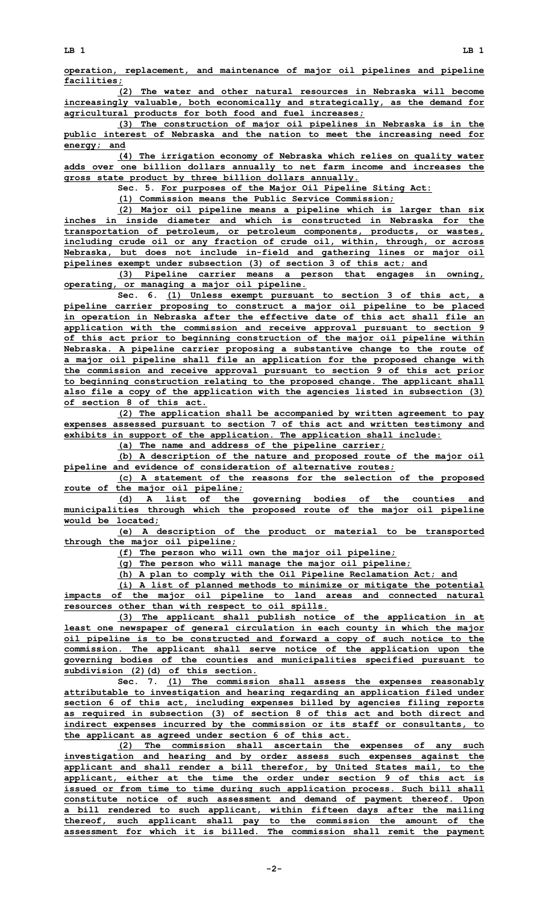operation, replacement, and maintenance of major oil pipelines and pipeline facilities;

(2) The water and other natural resources in Nebraska will become increasingly valuable, both economically and strategically, as the demand for agricultural products for both food and fuel increases;

(3) The construction of major oil pipelines in Nebraska is in the public interest of Nebraska and the nation to meet the increasing need for energy; and

(4) The irrigation economy of Nebraska which relies on quality water adds over one billion dollars annually to net farm income and increases the gross state product by three billion dollars annually.

Sec. 5. For purposes of the Major Oil Pipeline Siting Act:

(1) Commission means the Public Service Commission;

(2) Major oil pipeline means a pipeline which is larger than six inches in inside diameter and which is constructed in Nebraska for the transportation of petroleum, or petroleum components, products, or wastes, including crude oil or any fraction of crude oil, within, through, or across Nebraska, but does not include in-field and gathering lines or major oil pipelines exempt under subsection (3) of section 3 of this act; and

(3) Pipeline carrier means a person that engages in owning, operating, or managing a major oil pipeline.

Sec. 6. (1) Unless exempt pursuant to section 3 of this act, a pipeline carrier proposing to construct a major oil pipeline to be placed in operation in Nebraska after the effective date of this act shall file an application with the commission and receive approval pursuant to section 9 of this act prior to beginning construction of the major oil pipeline within Nebraska. A pipeline carrier proposing a substantive change to the route of a major oil pipeline shall file an application for the proposed change with the commission and receive approval pursuant to section 9 of this act prior to beginning construction relating to the proposed change. The applicant shall also file a copy of the application with the agencies listed in subsection (3) of section 8 of this act.

(2) The application shall be accompanied by written agreement to pay expenses assessed pursuant to section 7 of this act and written testimony and exhibits in support of the application. The application shall include:

(a) The name and address of the pipeline carrier;

(b) A description of the nature and proposed route of the major oil pipeline and evidence of consideration of alternative routes;

(c) A statement of the reasons for the selection of the proposed route of the major oil pipeline;

(d) A list of the governing bodies of the counties and municipalities through which the proposed route of the major oil pipeline would be located;

(e) A description of the product or material to be transported through the major oil pipeline;

(f) The person who will own the major oil pipeline;

(g) The person who will manage the major oil pipeline;

(h) A plan to comply with the Oil Pipeline Reclamation Act; and

(i) A list of planned methods to minimize or mitigate the potential impacts of the major oil pipeline to land areas and connected natural resources other than with respect to oil spills.

(3) The applicant shall publish notice of the application in at least one newspaper of general circulation in each county in which the major oil pipeline is to be constructed and forward a copy of such notice to the commission. The applicant shall serve notice of the application upon the governing bodies of the counties and municipalities specified pursuant to subdivision (2)(d) of this section.

Sec. 7. (1) The commission shall assess the expenses reasonably attributable to investigation and hearing regarding an application filed under section 6 of this act, including expenses billed by agencies filing reports as required in subsection (3) of section 8 of this act and both direct and indirect expenses incurred by the commission or its staff or consultants, to the applicant as agreed under section 6 of this act.

(2) The commission shall ascertain the expenses of any such investigation and hearing and by order assess such expenses against the applicant and shall render a bill therefor, by United States mail, to the applicant, either at the time the order under section 9 of this act is issued or from time to time during such application process. Such bill shall constitute notice of such assessment and demand of payment thereof. Upon a bill rendered to such applicant, within fifteen days after the mailing thereof, such applicant shall pay to the commission the amount of the assessment for which it is billed. The commission shall remit the payment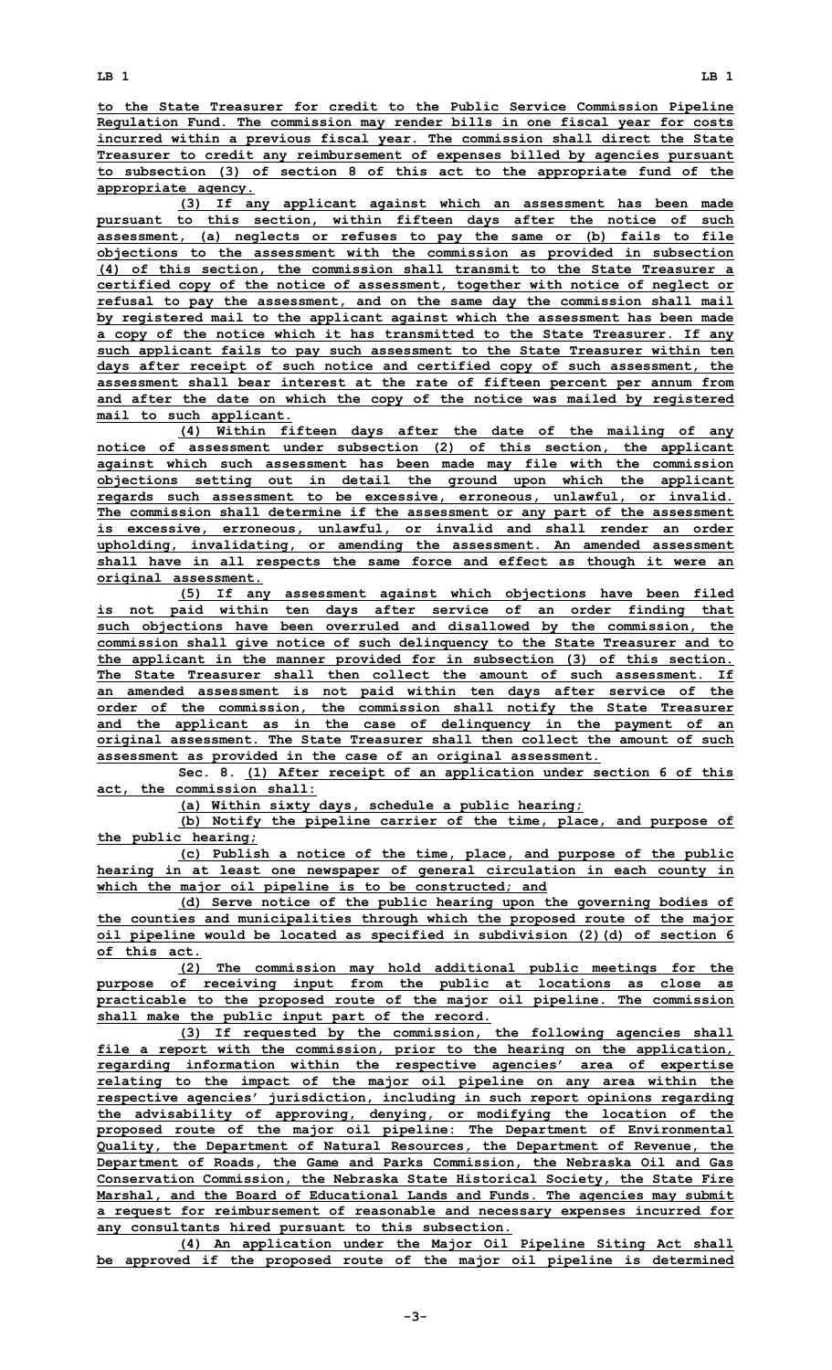to the State Treasurer for credit to the Public Service Commission Pipeline Regulation Fund. The commission may render bills in one fiscal year for costs incurred within a previous fiscal year. The commission shall direct the State Treasurer to credit any reimbursement of expenses billed by agencies pursuant to subsection (3) of section 8 of this act to the appropriate fund of the appropriate agency.

(3) If any applicant against which an assessment has been made pursuant to this section, within fifteen days after the notice of such assessment, (a) neglects or refuses to pay the same or (b) fails to file objections to the assessment with the commission as provided in subsection (4) of this section, the commission shall transmit to the State Treasurer a certified copy of the notice of assessment, together with notice of neglect or refusal to pay the assessment, and on the same day the commission shall mail by registered mail to the applicant against which the assessment has been made a copy of the notice which it has transmitted to the State Treasurer. If any such applicant fails to pay such assessment to the State Treasurer within ten days after receipt of such notice and certified copy of such assessment, the assessment shall bear interest at the rate of fifteen percent per annum from and after the date on which the copy of the notice was mailed by registered mail to such applicant.

(4) Within fifteen days after the date of the mailing of any notice of assessment under subsection (2) of this section, the applicant against which such assessment has been made may file with the commission objections setting out in detail the ground upon which the applicant regards such assessment to be excessive, erroneous, unlawful, or invalid. The commission shall determine if the assessment or any part of the assessment is excessive, erroneous, unlawful, or invalid and shall render an order upholding, invalidating, or amending the assessment. An amended assessment shall have in all respects the same force and effect as though it were an original assessment.

(5) If any assessment against which objections have been filed is not paid within ten days after service of an order finding that such objections have been overruled and disallowed by the commission, the commission shall give notice of such delinquency to the State Treasurer and to the applicant in the manner provided for in subsection (3) of this section. The State Treasurer shall then collect the amount of such assessment. If an amended assessment is not paid within ten days after service of the order of the commission, the commission shall notify the State Treasurer and the applicant as in the case of delinquency in the payment of an original assessment. The State Treasurer shall then collect the amount of such assessment as provided in the case of an original assessment.

Sec. 8. (1) After receipt of an application under section 6 of this act, the commission shall:

(a) Within sixty days, schedule a public hearing;

(b) Notify the pipeline carrier of the time, place, and purpose of the public hearing;

(c) Publish a notice of the time, place, and purpose of the public hearing in at least one newspaper of general circulation in each county in which the major oil pipeline is to be constructed; and

(d) Serve notice of the public hearing upon the governing bodies of the counties and municipalities through which the proposed route of the major oil pipeline would be located as specified in subdivision (2)(d) of section 6 of this act.

(2) The commission may hold additional public meetings for the purpose of receiving input from the public at locations as close as practicable to the proposed route of the major oil pipeline. The commission shall make the public input part of the record.

(3) If requested by the commission, the following agencies shall file a report with the commission, prior to the hearing on the application, regarding information within the respective agencies' area of expertise relating to the impact of the major oil pipeline on any area within the respective agencies' jurisdiction, including in such report opinions regarding the advisability of approving, denying, or modifying the location of the proposed route of the major oil pipeline: The Department of Environmental Quality, the Department of Natural Resources, the Department of Revenue, the Department of Roads, the Game and Parks Commission, the Nebraska Oil and Gas Conservation Commission, the Nebraska State Historical Society, the State Fire Marshal, and the Board of Educational Lands and Funds. The agencies may submit a request for reimbursement of reasonable and necessary expenses incurred for any consultants hired pursuant to this subsection.

(4) An application under the Major Oil Pipeline Siting Act shall be approved if the proposed route of the major oil pipeline is determined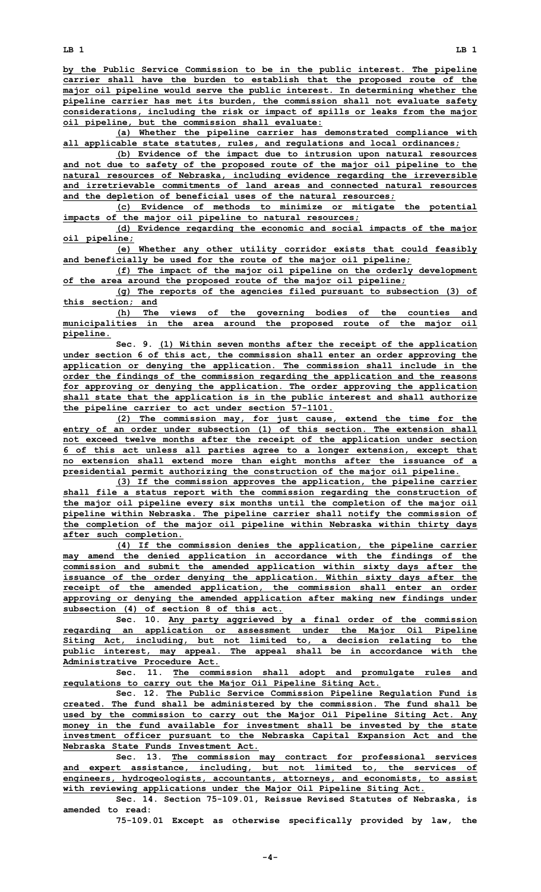by the Public Service Commission to be in the public interest. The pipeline carrier shall have the burden to establish that the proposed route of the major oil pipeline would serve the public interest. In determining whether the pipeline carrier has met its burden, the commission shall not evaluate safety considerations, including the risk or impact of spills or leaks from the major oil pipeline, but the commission shall evaluate:

(a) Whether the pipeline carrier has demonstrated compliance with all applicable state statutes, rules, and regulations and local ordinances;

(b) Evidence of the impact due to intrusion upon natural resources and not due to safety of the proposed route of the major oil pipeline to the natural resources of Nebraska, including evidence regarding the irreversible and irretrievable commitments of land areas and connected natural resources and the depletion of beneficial uses of the natural resources;

(c) Evidence of methods to minimize or mitigate the potential impacts of the major oil pipeline to natural resources;

(d) Evidence regarding the economic and social impacts of the major oil pipeline;

(e) Whether any other utility corridor exists that could feasibly and beneficially be used for the route of the major oil pipeline;

(f) The impact of the major oil pipeline on the orderly development of the area around the proposed route of the major oil pipeline;

(g) The reports of the agencies filed pursuant to subsection (3) of this section; and

(h) The views of the governing bodies of the counties and municipalities in the area around the proposed route of the major oil pipeline.

**Sec. 9.** (1) Within seven months after the receipt of the application under section 6 of this act, the commission shall enter an order approving the application or denying the application. The commission shall include in the order the findings of the commission regarding the application and the reasons for approving or denying the application. The order approving the application shall state that the application is in the public interest and shall authorize the pipeline carrier to act under section 57-1101.

(2) The commission may, for just cause, extend the time for the entry of an order under subsection (1) of this section. The extension shall not exceed twelve months after the receipt of the application under section 6 of this act unless all parties agree to a longer extension, except that no extension shall extend more than eight months after the issuance of a presidential permit authorizing the construction of the major oil pipeline.

(3) If the commission approves the application, the pipeline carrier shall file a status report with the commission regarding the construction of the major oil pipeline every six months until the completion of the major oil pipeline within Nebraska. The pipeline carrier shall notify the commission of the completion of the major oil pipeline within Nebraska within thirty days after such completion.

(4) If the commission denies the application, the pipeline carrier may amend the denied application in accordance with the findings of the commission and submit the amended application within sixty days after the issuance of the order denying the application. Within sixty days after the receipt of the amended application, the commission shall enter an order approving or denying the amended application after making new findings under subsection (4) of section 8 of this act.

**Sec. 10.** Any party aggrieved by a final order of the commission regarding an application or assessment under the Major Oil Pipeline Siting Act, including, but not limited to, a decision relating to the public interest, may appeal. The appeal shall be in accordance with the Administrative Procedure Act.

**Sec. 11.** The commission shall adopt and promulgate rules and regulations to carry out the Major Oil Pipeline Siting Act.

**Sec. 12.** The Public Service Commission Pipeline Regulation Fund is created. The fund shall be administered by the commission. The fund shall be used by the commission to carry out the Major Oil Pipeline Siting Act. Any money in the fund available for investment shall be invested by the state investment officer pursuant to the Nebraska Capital Expansion Act and the Nebraska State Funds Investment Act.

**Sec. 13.** The commission may contract for professional services and expert assistance, including, but not limited to, the services of engineers, hydrogeologists, accountants, attorneys, and economists, to assist with reviewing applications under the Major Oil Pipeline Siting Act.

**Sec. 14.** Section 75-109.01, Reissue Revised Statutes of Nebraska, is amended to read:

75-109.01 Except as otherwise specifically provided by law, the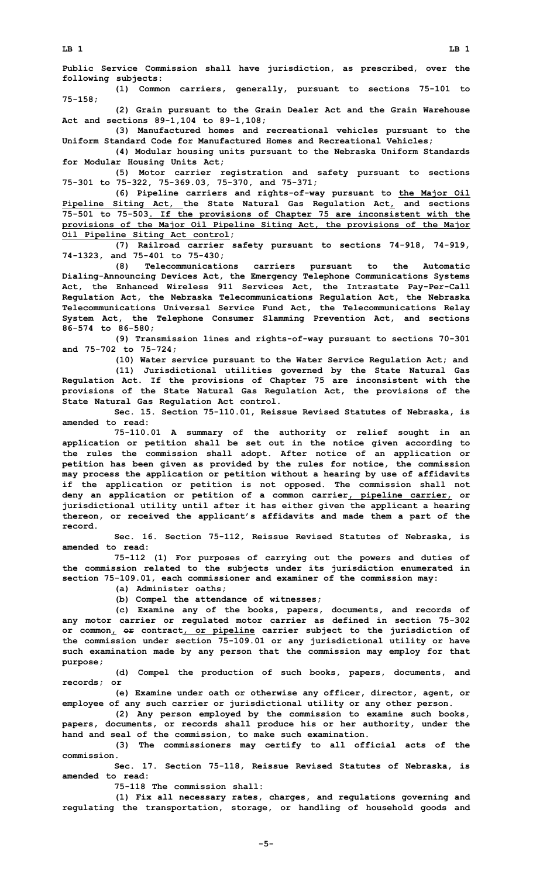Public Service Commission shall have jurisdiction, as prescribed, over the following subjects:

(1) Common carriers, generally, pursuant to sections 75-101 to 75-158;

(2) Grain pursuant to the Grain Dealer Act and the Grain Warehouse Act and sections 89-1,104 to 89-1,108;

(3) Manufactured homes and recreational vehicles pursuant to the Uniform Standard Code for Manufactured Homes and Recreational Vehicles;

(4) Modular housing units pursuant to the Nebraska Uniform Standards for Modular Housing Units Act;

(5) Motor carrier registration and safety pursuant to sections 75-301 to 75-322, 75-369.03, 75-370, and 75-371;

(6) Pipeline carriers and rights-of-way pursuant to the Major Oil Pipeline Siting Act, the State Natural Gas Regulation Act, and sections 75-501 to 75-503. If the provisions of Chapter 75 are inconsistent with the provisions of the Major Oil Pipeline Siting Act, the provisions of the Major Oil Pipeline Siting Act control;

(7) Railroad carrier safety pursuant to sections 74-918, 74-919, 74-1323, and 75-401 to 75-430;

(8) Telecommunications carriers pursuant to the Automatic Dialing-Announcing Devices Act, the Emergency Telephone Communications Systems Act, the Enhanced Wireless 911 Services Act, the Intrastate Pay-Per-Call Regulation Act, the Nebraska Telecommunications Regulation Act, the Nebraska Telecommunications Universal Service Fund Act, the Telecommunications Relay System Act, the Telephone Consumer Slamming Prevention Act, and sections 86-574 to 86-580;

(9) Transmission lines and rights-of-way pursuant to sections 70-301 and 75-702 to 75-724;

(10) Water service pursuant to the Water Service Regulation Act; and

(11) Jurisdictional utilities governed by the State Natural Gas Regulation Act. If the provisions of Chapter 75 are inconsistent with the provisions of the State Natural Gas Regulation Act, the provisions of the State Natural Gas Regulation Act control.

Sec. 15. Section 75-110.01, Reissue Revised Statutes of Nebraska, is amended to read:

75-110.01 A summary of the authority or relief sought in an application or petition shall be set out in the notice given according to the rules the commission shall adopt. After notice of an application or petition has been given as provided by the rules for notice, the commission may process the application or petition without a hearing by use of affidavits if the application or petition is not opposed. The commission shall not deny an application or petition of a common carrier, pipeline carrier, or jurisdictional utility until after it has either given the applicant a hearing thereon, or received the applicant's affidavits and made them a part of the record.

Sec. 16. Section 75-112, Reissue Revised Statutes of Nebraska, is amended to read:

75-112 (1) For purposes of carrying out the powers and duties of the commission related to the subjects under its jurisdiction enumerated in section 75-109.01, each commissioner and examiner of the commission may:

(a) Administer oaths;

(b) Compel the attendance of witnesses;

(c) Examine any of the books, papers, documents, and records of any motor carrier or regulated motor carrier as defined in section 75-302 or common, ~~or~~ contract, or pipeline carrier subject to the jurisdiction of the commission under section 75-109.01 or any jurisdictional utility or have such examination made by any person that the commission may employ for that purpose;

(d) Compel the production of such books, papers, documents, and records; or

(e) Examine under oath or otherwise any officer, director, agent, or employee of any such carrier or jurisdictional utility or any other person.

(2) Any person employed by the commission to examine such books, papers, documents, or records shall produce his or her authority, under the hand and seal of the commission, to make such examination.

(3) The commissioners may certify to all official acts of the commission.

Sec. 17. Section 75-118, Reissue Revised Statutes of Nebraska, is amended to read:

75-118 The commission shall:

(1) Fix all necessary rates, charges, and regulations governing and regulating the transportation, storage, or handling of household goods and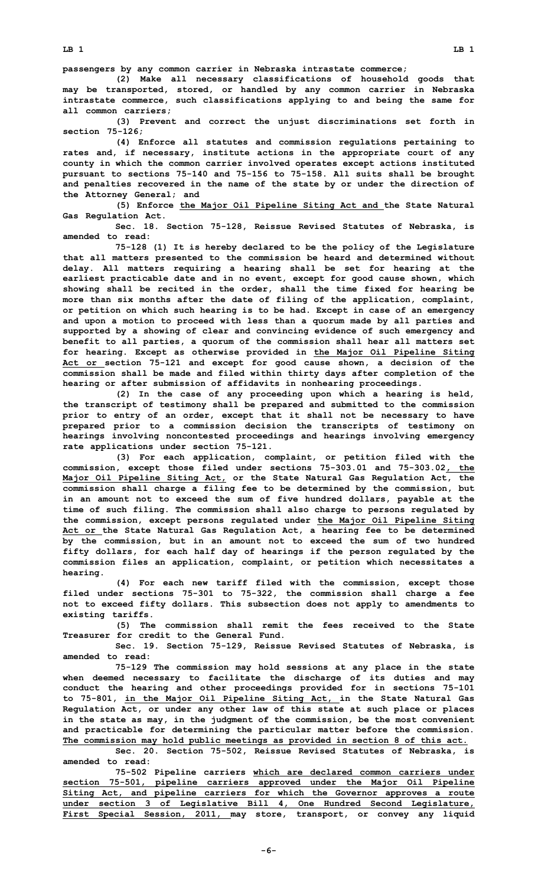**passengers by any common carrier in Nebraska intrastate commerce;**

**(2) Make all necessary classifications of household goods that may be transported, stored, or handled by any common carrier in Nebraska intrastate commerce, such classifications applying to and being the same for all common carriers;**

**(3) Prevent and correct the unjust discriminations set forth in section 75-126;**

**(4) Enforce all statutes and commission regulations pertaining to rates and, if necessary, institute actions in the appropriate court of any county in which the common carrier involved operates except actions instituted pursuant to sections 75-140 and 75-156 to 75-158. All suits shall be brought and penalties recovered in the name of the state by or under the direction of the Attorney General; and**

**(5) Enforce the Major Oil Pipeline Siting Act and the State Natural Gas Regulation Act.**

**Sec. 18. Section 75-128, Reissue Revised Statutes of Nebraska, is amended to read:**

**75-128 (1) It is hereby declared to be the policy of the Legislature that all matters presented to the commission be heard and determined without delay. All matters requiring a hearing shall be set for hearing at the earliest practicable date and in no event, except for good cause shown, which showing shall be recited in the order, shall the time fixed for hearing be more than six months after the date of filing of the application, complaint, or petition on which such hearing is to be had. Except in case of an emergency and upon a motion to proceed with less than a quorum made by all parties and supported by a showing of clear and convincing evidence of such emergency and benefit to all parties, a quorum of the commission shall hear all matters set for hearing. Except as otherwise provided in the Major Oil Pipeline Siting Act or section 75-121 and except for good cause shown, a decision of the commission shall be made and filed within thirty days after completion of the hearing or after submission of affidavits in nonhearing proceedings.**

**(2) In the case of any proceeding upon which a hearing is held, the transcript of testimony shall be prepared and submitted to the commission prior to entry of an order, except that it shall not be necessary to have prepared prior to a commission decision the transcripts of testimony on hearings involving noncontested proceedings and hearings involving emergency rate applications under section 75-121.**

**(3) For each application, complaint, or petition filed with the commission, except those filed under sections 75-303.01 and 75-303.02, the Major Oil Pipeline Siting Act, or the State Natural Gas Regulation Act, the commission shall charge a filing fee to be determined by the commission, but in an amount not to exceed the sum of five hundred dollars, payable at the time of such filing. The commission shall also charge to persons regulated by the commission, except persons regulated under the Major Oil Pipeline Siting Act or the State Natural Gas Regulation Act, a hearing fee to be determined by the commission, but in an amount not to exceed the sum of two hundred fifty dollars, for each half day of hearings if the person regulated by the commission files an application, complaint, or petition which necessitates a hearing.**

**(4) For each new tariff filed with the commission, except those filed under sections 75-301 to 75-322, the commission shall charge a fee not to exceed fifty dollars. This subsection does not apply to amendments to existing tariffs.**

**(5) The commission shall remit the fees received to the State Treasurer for credit to the General Fund.**

**Sec. 19. Section 75-129, Reissue Revised Statutes of Nebraska, is amended to read:**

**75-129 The commission may hold sessions at any place in the state when deemed necessary to facilitate the discharge of its duties and may conduct the hearing and other proceedings provided for in sections 75-101 to 75-801, in the Major Oil Pipeline Siting Act, in the State Natural Gas Regulation Act, or under any other law of this state at such place or places in the state as may, in the judgment of the commission, be the most convenient and practicable for determining the particular matter before the commission. The commission may hold public meetings as provided in section 8 of this act.**

**Sec. 20. Section 75-502, Reissue Revised Statutes of Nebraska, is amended to read:**

**75-502 Pipeline carriers which are declared common carriers under section 75-501, pipeline carriers approved under the Major Oil Pipeline Siting Act, and pipeline carriers for which the Governor approves a route under section 3 of Legislative Bill 4, One Hundred Second Legislature, First Special Session, 2011, may store, transport, or convey any liquid**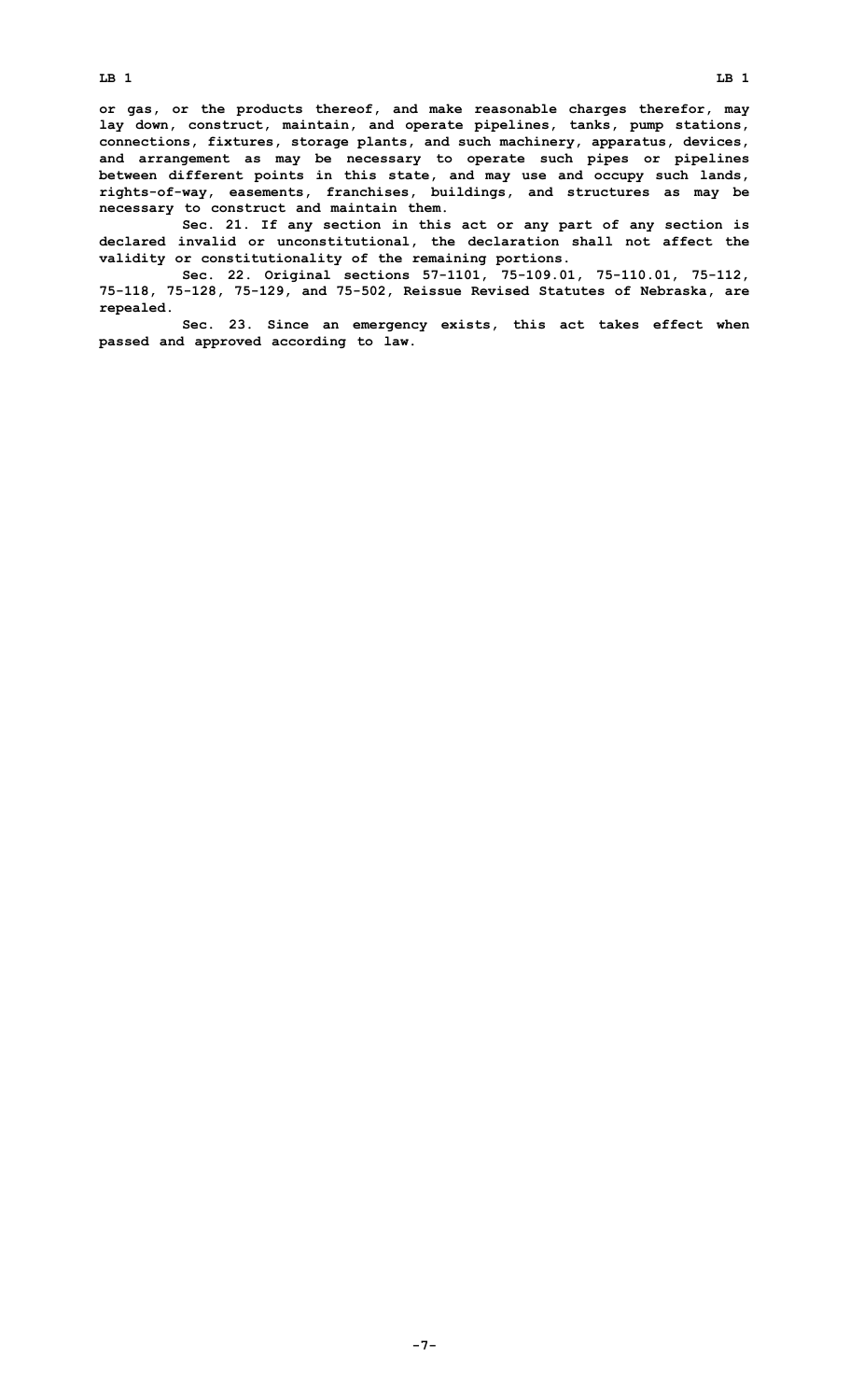or gas, or the products thereof, and make reasonable charges therefor, may lay down, construct, maintain, and operate pipelines, tanks, pump stations, connections, fixtures, storage plants, and such machinery, apparatus, devices, and arrangement as may be necessary to operate such pipes or pipelines between different points in this state, and may use and occupy such lands, rights-of-way, easements, franchises, buildings, and structures as may be necessary to construct and maintain them.

Sec. 21. If any section in this act or any part of any section is declared invalid or unconstitutional, the declaration shall not affect the validity or constitutionality of the remaining portions.

Sec. 22. Original sections 57-1101, 75-109.01, 75-110.01, 75-112, 75-118, 75-128, 75-129, and 75-502, Reissue Revised Statutes of Nebraska, are repealed.

Sec. 23. Since an emergency exists, this act takes effect when passed and approved according to law.